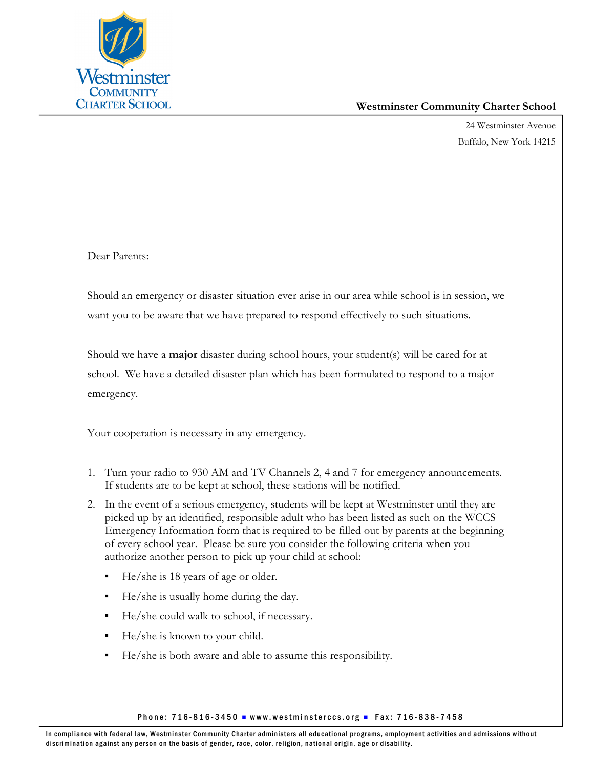**Westminster Community Charter School**

24 Westminster Avenue
Buffalo, New York 14215

Dear Parents:

Should an emergency or disaster situation ever arise in our area while school is in session, we want you to be aware that we have prepared to respond effectively to such situations.

Should we have a **major** disaster during school hours, your student(s) will be cared for at school. We have a detailed disaster plan which has been formulated to respond to a major emergency.

Your cooperation is necessary in any emergency.

1. Turn your radio to 930 AM and TV Channels 2, 4 and 7 for emergency announcements. If students are to be kept at school, these stations will be notified.
2. In the event of a serious emergency, students will be kept at Westminster until they are picked up by an identified, responsible adult who has been listed as such on the WCCS Emergency Information form that is required to be filled out by parents at the beginning of every school year. Please be sure you consider the following criteria when you authorize another person to pick up your child at school:
   - He/she is 18 years of age or older.
   - He/she is usually home during the day.
   - He/she could walk to school, if necessary.
   - He/she is known to your child.
   - He/she is both aware and able to assume this responsibility.

Phone: 716-816-3450 ▪ www.westminsterccs.org ▪ Fax: 716-838-7458

In compliance with federal law, Westminster Community Charter administers all educational programs, employment activities and admissions without discrimination against any person on the basis of gender, race, color, religion, national origin, age or disability.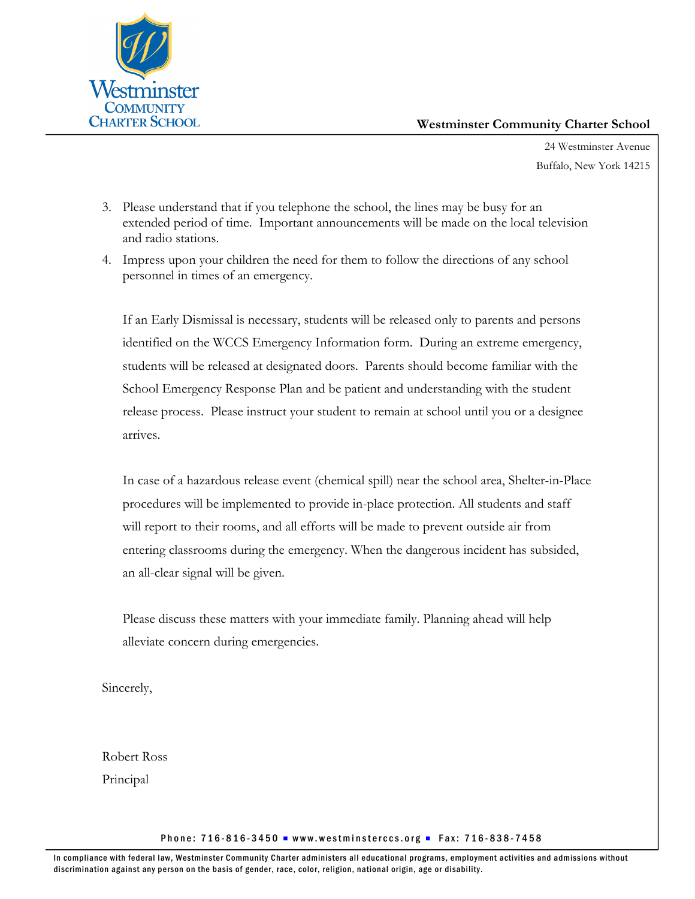3. Please understand that if you telephone the school, the lines may be busy for an extended period of time. Important announcements will be made on the local television and radio stations.
4. Impress upon your children the need for them to follow the directions of any school personnel in times of an emergency.

If an Early Dismissal is necessary, students will be released only to parents and persons identified on the WCCS Emergency Information form. During an extreme emergency, students will be released at designated doors. Parents should become familiar with the School Emergency Response Plan and be patient and understanding with the student release process. Please instruct your student to remain at school until you or a designee arrives.

In case of a hazardous release event (chemical spill) near the school area, Shelter-in-Place procedures will be implemented to provide in-place protection. All students and staff will report to their rooms, and all efforts will be made to prevent outside air from entering classrooms during the emergency. When the dangerous incident has subsided, an all-clear signal will be given.

Please discuss these matters with your immediate family. Planning ahead will help alleviate concern during emergencies.

Sincerely,

Robert Ross

Principal